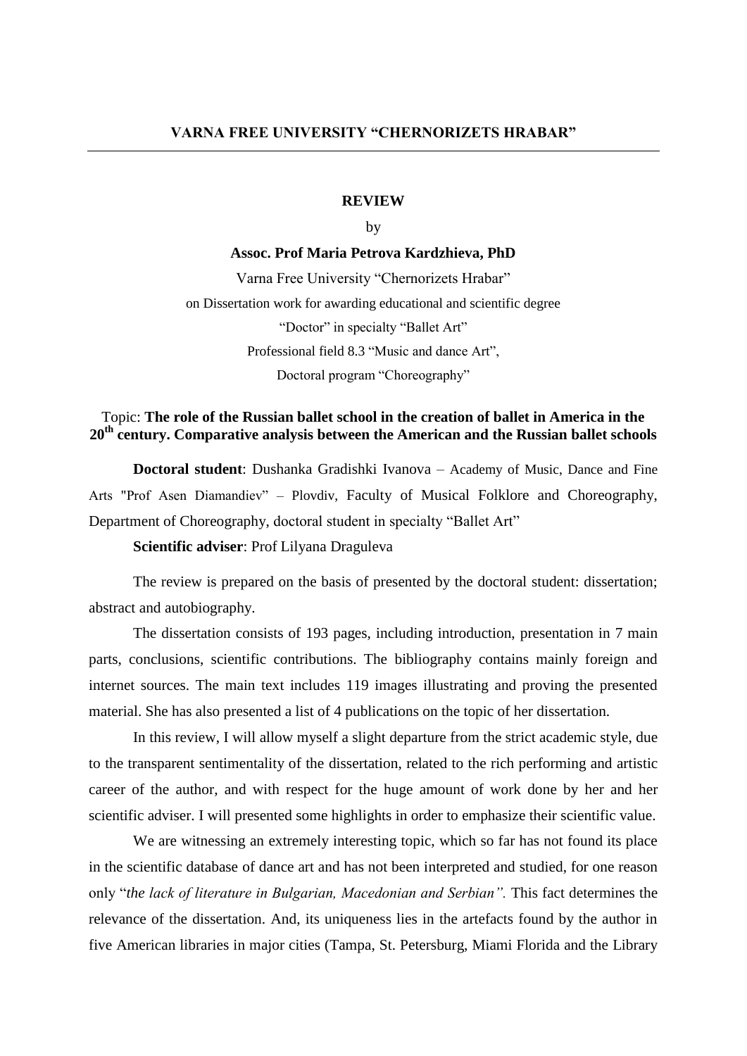## VARNA FREE UNIVERSITY "CHERNORIZETS HRABAR"

---

**REVIEW**

by

**Assoc. Prof Maria Petrova Kardzhieva, PhD**

Varna Free University "Chernorizets Hrabar"

on Dissertation work for awarding educational and scientific degree

"Doctor" in specialty "Ballet Art"

Professional field 8.3 "Music and dance Art",

Doctoral program "Choreography"

Topic: **The role of the Russian ballet school in the creation of ballet in America in the 20th century. Comparative analysis between the American and the Russian ballet schools**

**Doctoral student**: Dushanka Gradishki Ivanova – Academy of Music, Dance and Fine Arts "Prof Asen Diamandiev" – Plovdiv, Faculty of Musical Folklore and Choreography, Department of Choreography, doctoral student in specialty "Ballet Art"

**Scientific adviser**: Prof Lilyana Draguleva

The review is prepared on the basis of presented by the doctoral student: dissertation; abstract and autobiography.

The dissertation consists of 193 pages, including introduction, presentation in 7 main parts, conclusions, scientific contributions. The bibliography contains mainly foreign and internet sources. The main text includes 119 images illustrating and proving the presented material. She has also presented a list of 4 publications on the topic of her dissertation.

In this review, I will allow myself a slight departure from the strict academic style, due to the transparent sentimentality of the dissertation, related to the rich performing and artistic career of the author, and with respect for the huge amount of work done by her and her scientific adviser. I will presented some highlights in order to emphasize their scientific value.

We are witnessing an extremely interesting topic, which so far has not found its place in the scientific database of dance art and has not been interpreted and studied, for one reason only "*the lack of literature in Bulgarian, Macedonian and Serbian".* This fact determines the relevance of the dissertation. And, its uniqueness lies in the artefacts found by the author in five American libraries in major cities (Tampa, St. Petersburg, Miami Florida and the Library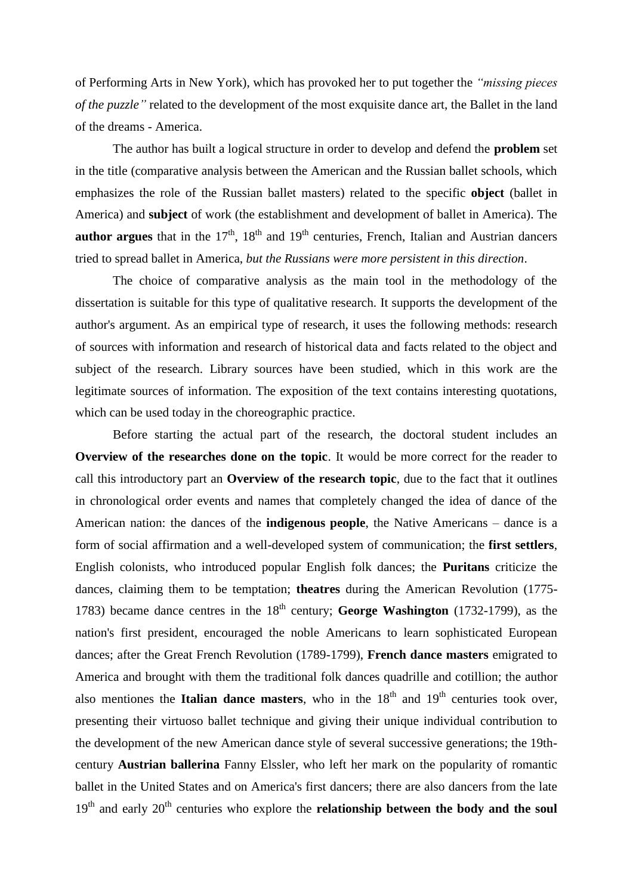of Performing Arts in New York), which has provoked her to put together the *"missing pieces of the puzzle"* related to the development of the most exquisite dance art, the Ballet in the land of the dreams - America.

The author has built a logical structure in order to develop and defend the **problem** set in the title (comparative analysis between the American and the Russian ballet schools, which emphasizes the role of the Russian ballet masters) related to the specific **object** (ballet in America) and **subject** of work (the establishment and development of ballet in America). The **author argues** that in the 17th, 18th and 19th centuries, French, Italian and Austrian dancers tried to spread ballet in America, *but the Russians were more persistent in this direction*.

The choice of comparative analysis as the main tool in the methodology of the dissertation is suitable for this type of qualitative research. It supports the development of the author's argument. As an empirical type of research, it uses the following methods: research of sources with information and research of historical data and facts related to the object and subject of the research. Library sources have been studied, which in this work are the legitimate sources of information. The exposition of the text contains interesting quotations, which can be used today in the choreographic practice.

Before starting the actual part of the research, the doctoral student includes an **Overview of the researches done on the topic**. It would be more correct for the reader to call this introductory part an **Overview of the research topic**, due to the fact that it outlines in chronological order events and names that completely changed the idea of dance of the American nation: the dances of the **indigenous people**, the Native Americans – dance is a form of social affirmation and a well-developed system of communication; the **first settlers**, English colonists, who introduced popular English folk dances; the **Puritans** criticize the dances, claiming them to be temptation; **theatres** during the American Revolution (1775-1783) became dance centres in the 18th century; **George Washington** (1732-1799), as the nation's first president, encouraged the noble Americans to learn sophisticated European dances; after the Great French Revolution (1789-1799), **French dance masters** emigrated to America and brought with them the traditional folk dances quadrille and cotillion; the author also mentiones the **Italian dance masters**, who in the 18th and 19th centuries took over, presenting their virtuoso ballet technique and giving their unique individual contribution to the development of the new American dance style of several successive generations; the 19th-century **Austrian ballerina** Fanny Elssler, who left her mark on the popularity of romantic ballet in the United States and on America's first dancers; there are also dancers from the late 19th and early 20th centuries who explore the **relationship between the body and the soul**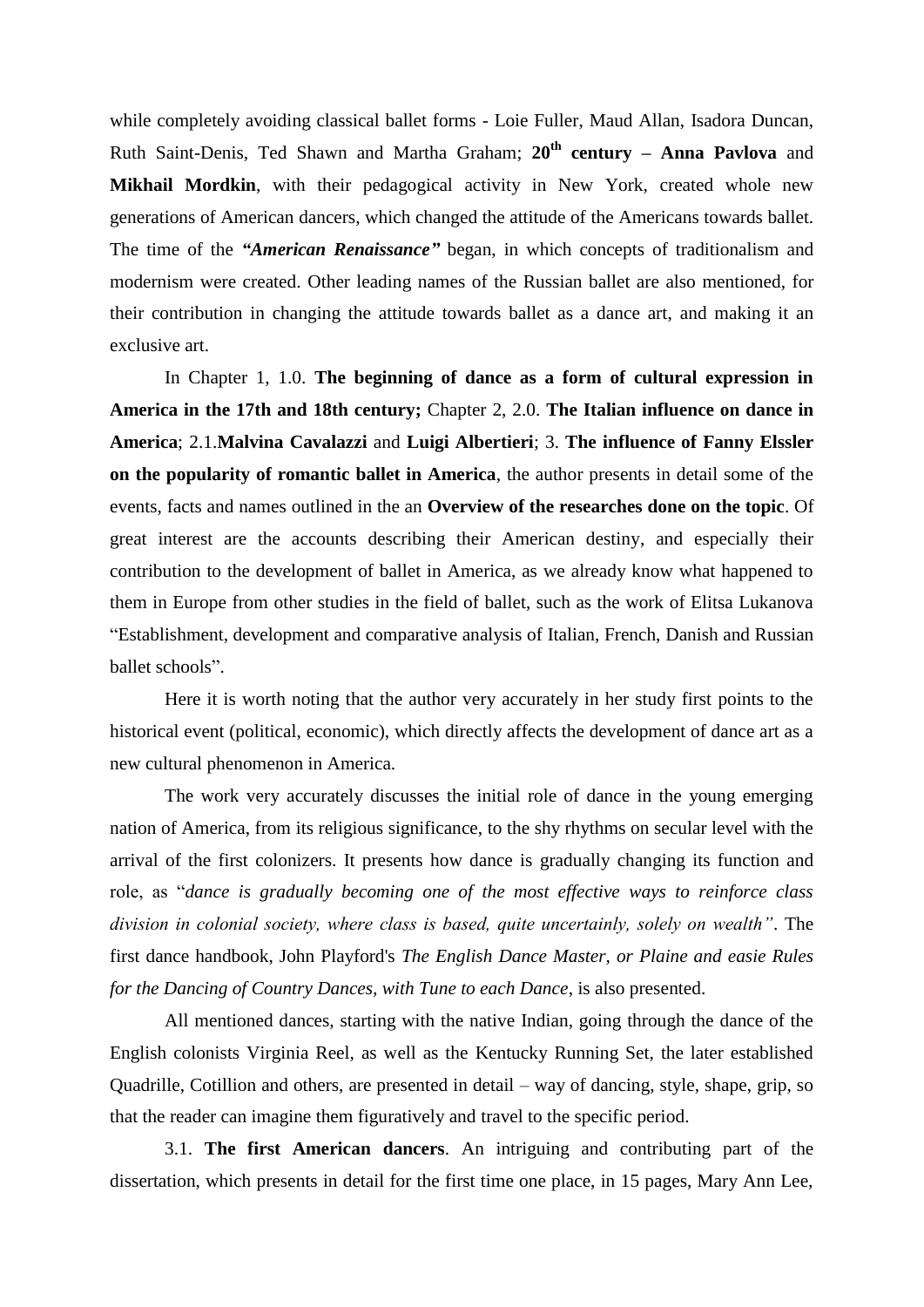while completely avoiding classical ballet forms - Loie Fuller, Maud Allan, Isadora Duncan, Ruth Saint-Denis, Ted Shawn and Martha Graham; **20th century – Anna Pavlova** and **Mikhail Mordkin**, with their pedagogical activity in New York, created whole new generations of American dancers, which changed the attitude of the Americans towards ballet. The time of the ***"American Renaissance"*** began, in which concepts of traditionalism and modernism were created. Other leading names of the Russian ballet are also mentioned, for their contribution in changing the attitude towards ballet as a dance art, and making it an exclusive art.

In Chapter 1, 1.0. **The beginning of dance as a form of cultural expression in America in the 17th and 18th century;** Chapter 2, 2.0. **The Italian influence on dance in America**; 2.1.**Malvina Cavalazzi** and **Luigi Albertieri**; 3. **The influence of Fanny Elssler on the popularity of romantic ballet in America**, the author presents in detail some of the events, facts and names outlined in the an **Overview of the researches done on the topic**. Of great interest are the accounts describing their American destiny, and especially their contribution to the development of ballet in America, as we already know what happened to them in Europe from other studies in the field of ballet, such as the work of Elitsa Lukanova "Establishment, development and comparative analysis of Italian, French, Danish and Russian ballet schools".

Here it is worth noting that the author very accurately in her study first points to the historical event (political, economic), which directly affects the development of dance art as a new cultural phenomenon in America.

The work very accurately discusses the initial role of dance in the young emerging nation of America, from its religious significance, to the shy rhythms on secular level with the arrival of the first colonizers. It presents how dance is gradually changing its function and role, as "*dance is gradually becoming one of the most effective ways to reinforce class division in colonial society, where class is based, quite uncertainly, solely on wealth"*. The first dance handbook, John Playford's *The English Dance Master, or Plaine and easie Rules for the Dancing of Country Dances, with Tune to each Dance*, is also presented.

All mentioned dances, starting with the native Indian, going through the dance of the English colonists Virginia Reel, as well as the Kentucky Running Set, the later established Quadrille, Cotillion and others, are presented in detail – way of dancing, style, shape, grip, so that the reader can imagine them figuratively and travel to the specific period.

3.1. **The first American dancers**. An intriguing and contributing part of the dissertation, which presents in detail for the first time one place, in 15 pages, Mary Ann Lee,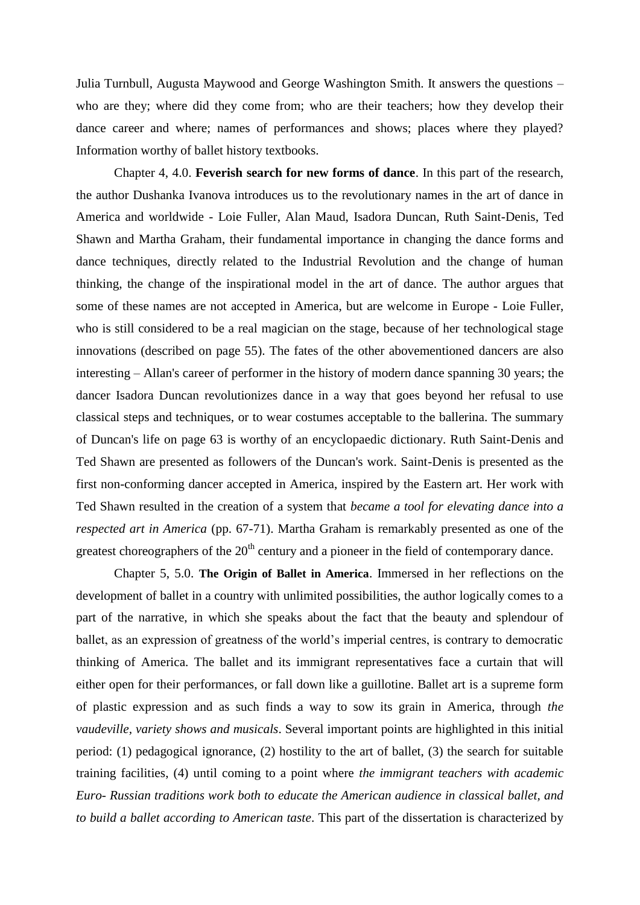Julia Turnbull, Augusta Maywood and George Washington Smith. It answers the questions – who are they; where did they come from; who are their teachers; how they develop their dance career and where; names of performances and shows; places where they played? Information worthy of ballet history textbooks.

Chapter 4, 4.0. **Feverish search for new forms of dance**. In this part of the research, the author Dushanka Ivanova introduces us to the revolutionary names in the art of dance in America and worldwide - Loie Fuller, Alan Maud, Isadora Duncan, Ruth Saint-Denis, Ted Shawn and Martha Graham, their fundamental importance in changing the dance forms and dance techniques, directly related to the Industrial Revolution and the change of human thinking, the change of the inspirational model in the art of dance. The author argues that some of these names are not accepted in America, but are welcome in Europe - Loie Fuller, who is still considered to be a real magician on the stage, because of her technological stage innovations (described on page 55). The fates of the other abovementioned dancers are also interesting – Allan's career of performer in the history of modern dance spanning 30 years; the dancer Isadora Duncan revolutionizes dance in a way that goes beyond her refusal to use classical steps and techniques, or to wear costumes acceptable to the ballerina. The summary of Duncan's life on page 63 is worthy of an encyclopaedic dictionary. Ruth Saint-Denis and Ted Shawn are presented as followers of the Duncan's work. Saint-Denis is presented as the first non-conforming dancer accepted in America, inspired by the Eastern art. Her work with Ted Shawn resulted in the creation of a system that *became a tool for elevating dance into a respected art in America* (pp. 67-71). Martha Graham is remarkably presented as one of the greatest choreographers of the 20th century and a pioneer in the field of contemporary dance.

Chapter 5, 5.0. **The Origin of Ballet in America**. Immersed in her reflections on the development of ballet in a country with unlimited possibilities, the author logically comes to a part of the narrative, in which she speaks about the fact that the beauty and splendour of ballet, as an expression of greatness of the world's imperial centres, is contrary to democratic thinking of America. The ballet and its immigrant representatives face a curtain that will either open for their performances, or fall down like a guillotine. Ballet art is a supreme form of plastic expression and as such finds a way to sow its grain in America, through *the vaudeville, variety shows and musicals*. Several important points are highlighted in this initial period: (1) pedagogical ignorance, (2) hostility to the art of ballet, (3) the search for suitable training facilities, (4) until coming to a point where *the immigrant teachers with academic Euro- Russian traditions work both to educate the American audience in classical ballet, and to build a ballet according to American taste*. This part of the dissertation is characterized by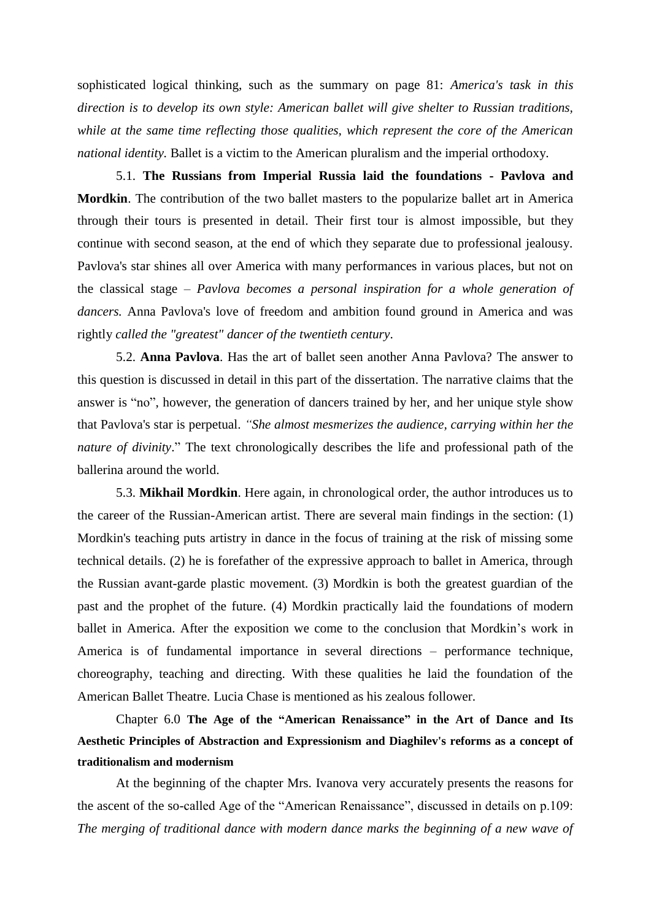sophisticated logical thinking, such as the summary on page 81: *America's task in this direction is to develop its own style: American ballet will give shelter to Russian traditions, while at the same time reflecting those qualities, which represent the core of the American national identity.* Ballet is a victim to the American pluralism and the imperial orthodoxy.

5.1. **The Russians from Imperial Russia laid the foundations - Pavlova and Mordkin**. The contribution of the two ballet masters to the popularize ballet art in America through their tours is presented in detail. Their first tour is almost impossible, but they continue with second season, at the end of which they separate due to professional jealousy. Pavlova's star shines all over America with many performances in various places, but not on the classical stage – *Pavlova becomes a personal inspiration for a whole generation of dancers.* Anna Pavlova's love of freedom and ambition found ground in America and was rightly *called the "greatest" dancer of the twentieth century*.

5.2. **Anna Pavlova**. Has the art of ballet seen another Anna Pavlova? The answer to this question is discussed in detail in this part of the dissertation. The narrative claims that the answer is "no", however, the generation of dancers trained by her, and her unique style show that Pavlova's star is perpetual. *"She almost mesmerizes the audience, carrying within her the nature of divinity*." The text chronologically describes the life and professional path of the ballerina around the world.

5.3. **Mikhail Mordkin**. Here again, in chronological order, the author introduces us to the career of the Russian-American artist. There are several main findings in the section: (1) Mordkin's teaching puts artistry in dance in the focus of training at the risk of missing some technical details. (2) he is forefather of the expressive approach to ballet in America, through the Russian avant-garde plastic movement. (3) Mordkin is both the greatest guardian of the past and the prophet of the future. (4) Mordkin practically laid the foundations of modern ballet in America. After the exposition we come to the conclusion that Mordkin's work in America is of fundamental importance in several directions – performance technique, choreography, teaching and directing. With these qualities he laid the foundation of the American Ballet Theatre. Lucia Chase is mentioned as his zealous follower.

Chapter 6.0 **The Age of the "American Renaissance" in the Art of Dance and Its Aesthetic Principles of Abstraction and Expressionism and Diaghilev's reforms as a concept of traditionalism and modernism**

At the beginning of the chapter Mrs. Ivanova very accurately presents the reasons for the ascent of the so-called Age of the "American Renaissance", discussed in details on p.109: *The merging of traditional dance with modern dance marks the beginning of a new wave of*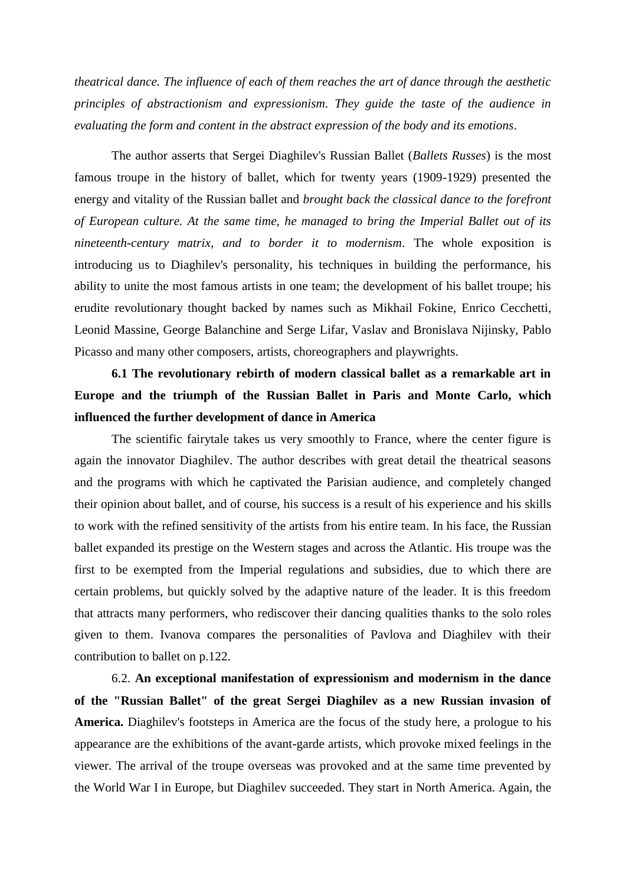*theatrical dance. The influence of each of them reaches the art of dance through the aesthetic principles of abstractionism and expressionism. They guide the taste of the audience in evaluating the form and content in the abstract expression of the body and its emotions*.

The author asserts that Sergei Diaghilev's Russian Ballet (*Ballets Russes*) is the most famous troupe in the history of ballet, which for twenty years (1909-1929) presented the energy and vitality of the Russian ballet and *brought back the classical dance to the forefront of European culture. At the same time, he managed to bring the Imperial Ballet out of its nineteenth-century matrix, and to border it to modernism*. The whole exposition is introducing us to Diaghilev's personality, his techniques in building the performance, his ability to unite the most famous artists in one team; the development of his ballet troupe; his erudite revolutionary thought backed by names such as Mikhail Fokine, Enrico Cecchetti, Leonid Massine, George Balanchine and Serge Lifar, Vaslav and Bronislava Nijinsky, Pablo Picasso and many other composers, artists, choreographers and playwrights.

**6.1 The revolutionary rebirth of modern classical ballet as a remarkable art in Europe and the triumph of the Russian Ballet in Paris and Monte Carlo, which influenced the further development of dance in America**

The scientific fairytale takes us very smoothly to France, where the center figure is again the innovator Diaghilev. The author describes with great detail the theatrical seasons and the programs with which he captivated the Parisian audience, and completely changed their opinion about ballet, and of course, his success is a result of his experience and his skills to work with the refined sensitivity of the artists from his entire team. In his face, the Russian ballet expanded its prestige on the Western stages and across the Atlantic. His troupe was the first to be exempted from the Imperial regulations and subsidies, due to which there are certain problems, but quickly solved by the adaptive nature of the leader. It is this freedom that attracts many performers, who rediscover their dancing qualities thanks to the solo roles given to them. Ivanova compares the personalities of Pavlova and Diaghilev with their contribution to ballet on p.122.

6.2. **An exceptional manifestation of expressionism and modernism in the dance of the "Russian Ballet" of the great Sergei Diaghilev as a new Russian invasion of America.** Diaghilev's footsteps in America are the focus of the study here, a prologue to his appearance are the exhibitions of the avant-garde artists, which provoke mixed feelings in the viewer. The arrival of the troupe overseas was provoked and at the same time prevented by the World War I in Europe, but Diaghilev succeeded. They start in North America. Again, the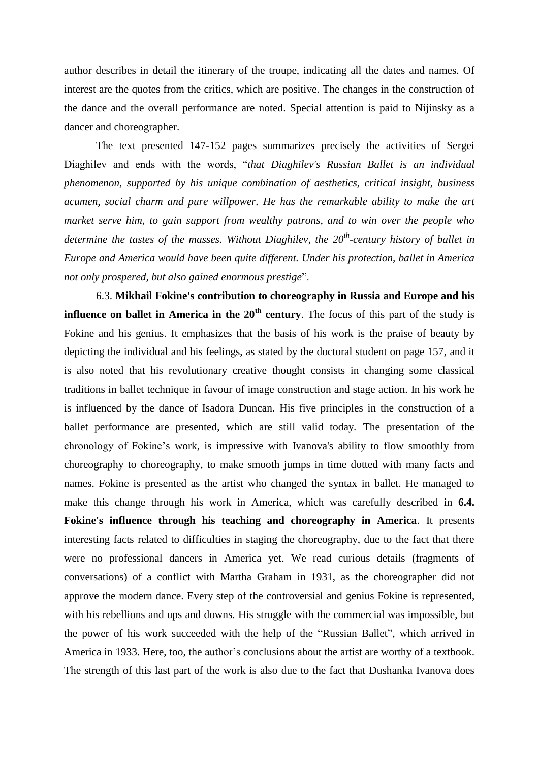author describes in detail the itinerary of the troupe, indicating all the dates and names. Of interest are the quotes from the critics, which are positive. The changes in the construction of the dance and the overall performance are noted. Special attention is paid to Nijinsky as a dancer and choreographer.

The text presented 147-152 pages summarizes precisely the activities of Sergei Diaghilev and ends with the words, "*that Diaghilev's Russian Ballet is an individual phenomenon, supported by his unique combination of aesthetics, critical insight, business acumen, social charm and pure willpower. He has the remarkable ability to make the art market serve him, to gain support from wealthy patrons, and to win over the people who determine the tastes of the masses. Without Diaghilev, the 20th-century history of ballet in Europe and America would have been quite different. Under his protection, ballet in America not only prospered, but also gained enormous prestige*".

6.3. **Mikhail Fokine's contribution to choreography in Russia and Europe and his influence on ballet in America in the 20th century**. The focus of this part of the study is Fokine and his genius. It emphasizes that the basis of his work is the praise of beauty by depicting the individual and his feelings, as stated by the doctoral student on page 157, and it is also noted that his revolutionary creative thought consists in changing some classical traditions in ballet technique in favour of image construction and stage action. In his work he is influenced by the dance of Isadora Duncan. His five principles in the construction of a ballet performance are presented, which are still valid today. The presentation of the chronology of Fokine's work, is impressive with Ivanova's ability to flow smoothly from choreography to choreography, to make smooth jumps in time dotted with many facts and names. Fokine is presented as the artist who changed the syntax in ballet. He managed to make this change through his work in America, which was carefully described in **6.4. Fokine's influence through his teaching and choreography in America**. It presents interesting facts related to difficulties in staging the choreography, due to the fact that there were no professional dancers in America yet. We read curious details (fragments of conversations) of a conflict with Martha Graham in 1931, as the choreographer did not approve the modern dance. Every step of the controversial and genius Fokine is represented, with his rebellions and ups and downs. His struggle with the commercial was impossible, but the power of his work succeeded with the help of the "Russian Ballet", which arrived in America in 1933. Here, too, the author's conclusions about the artist are worthy of a textbook. The strength of this last part of the work is also due to the fact that Dushanka Ivanova does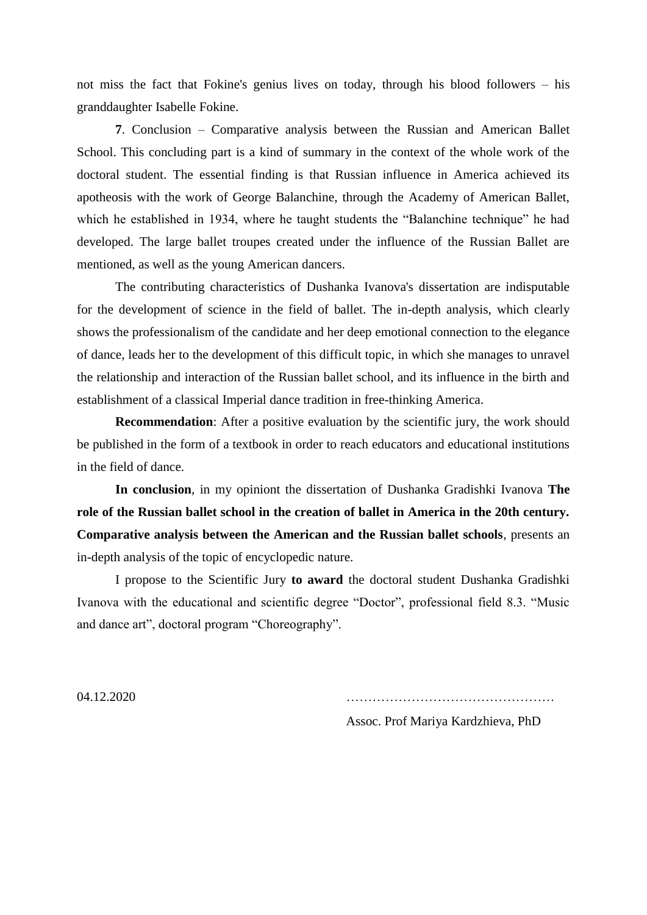not miss the fact that Fokine's genius lives on today, through his blood followers – his granddaughter Isabelle Fokine.

**7**. Conclusion – Comparative analysis between the Russian and American Ballet School. This concluding part is a kind of summary in the context of the whole work of the doctoral student. The essential finding is that Russian influence in America achieved its apotheosis with the work of George Balanchine, through the Academy of American Ballet, which he established in 1934, where he taught students the "Balanchine technique" he had developed. The large ballet troupes created under the influence of the Russian Ballet are mentioned, as well as the young American dancers.

The contributing characteristics of Dushanka Ivanova's dissertation are indisputable for the development of science in the field of ballet. The in-depth analysis, which clearly shows the professionalism of the candidate and her deep emotional connection to the elegance of dance, leads her to the development of this difficult topic, in which she manages to unravel the relationship and interaction of the Russian ballet school, and its influence in the birth and establishment of a classical Imperial dance tradition in free-thinking America.

**Recommendation**: After a positive evaluation by the scientific jury, the work should be published in the form of a textbook in order to reach educators and educational institutions in the field of dance.

**In conclusion**, in my opiniont the dissertation of Dushanka Gradishki Ivanova **The role of the Russian ballet school in the creation of ballet in America in the 20th century. Comparative analysis between the American and the Russian ballet schools**, presents an in-depth analysis of the topic of encyclopedic nature.

I propose to the Scientific Jury **to award** the doctoral student Dushanka Gradishki Ivanova with the educational and scientific degree "Doctor", professional field 8.3. "Music and dance art", doctoral program "Choreography".

04.12.2020

…………………………………………

Assoc. Prof Mariya Kardzhieva, PhD